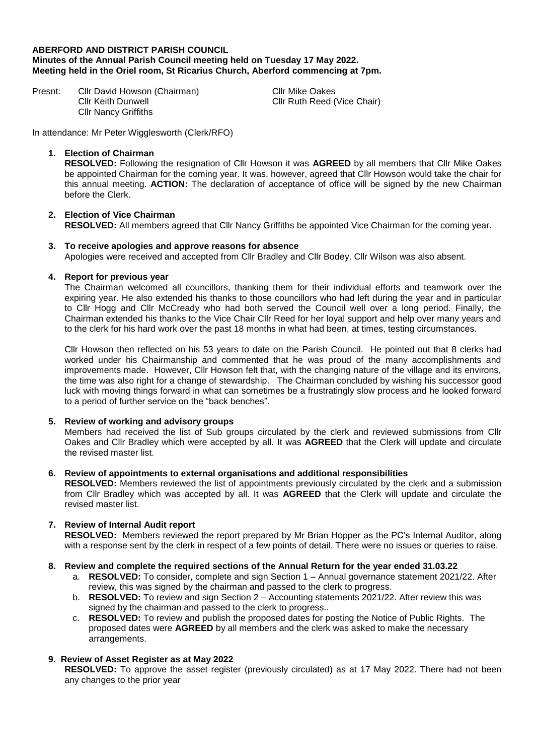**ABERFORD AND DISTRICT PARISH COUNCIL**
**Minutes of the Annual Parish Council meeting held on Tuesday 17 May 2022.**
**Meeting held in the Oriel room, St Ricarius Church, Aberford commencing at 7pm.**

Presnt: Cllr David Howson (Chairman)
Cllr Keith Dunwell
Cllr Nancy Griffiths
Cllr Mike Oakes
Cllr Ruth Reed (Vice Chair)

In attendance: Mr Peter Wigglesworth (Clerk/RFO)

1. **Election of Chairman**
**RESOLVED:** Following the resignation of Cllr Howson it was **AGREED** by all members that Cllr Mike Oakes be appointed Chairman for the coming year. It was, however, agreed that Cllr Howson would take the chair for this annual meeting. **ACTION:** The declaration of acceptance of office will be signed by the new Chairman before the Clerk.

2. **Election of Vice Chairman**
**RESOLVED:** All members agreed that Cllr Nancy Griffiths be appointed Vice Chairman for the coming year.

3. **To receive apologies and approve reasons for absence**
Apologies were received and accepted from Cllr Bradley and Cllr Bodey. Cllr Wilson was also absent.

4. **Report for previous year**
The Chairman welcomed all councillors, thanking them for their individual efforts and teamwork over the expiring year. He also extended his thanks to those councillors who had left during the year and in particular to Cllr Hogg and Cllr McCready who had both served the Council well over a long period. Finally, the Chairman extended his thanks to the Vice Chair Cllr Reed for her loyal support and help over many years and to the clerk for his hard work over the past 18 months in what had been, at times, testing circumstances.

Cllr Howson then reflected on his 53 years to date on the Parish Council. He pointed out that 8 clerks had worked under his Chairmanship and commented that he was proud of the many accomplishments and improvements made. However, Cllr Howson felt that, with the changing nature of the village and its environs, the time was also right for a change of stewardship. The Chairman concluded by wishing his successor good luck with moving things forward in what can sometimes be a frustratingly slow process and he looked forward to a period of further service on the "back benches".

5. **Review of working and advisory groups**
Members had received the list of Sub groups circulated by the clerk and reviewed submissions from Cllr Oakes and Cllr Bradley which were accepted by all. It was **AGREED** that the Clerk will update and circulate the revised master list.

6. **Review of appointments to external organisations and additional responsibilities**
**RESOLVED:** Members reviewed the list of appointments previously circulated by the clerk and a submission from Cllr Bradley which was accepted by all. It was **AGREED** that the Clerk will update and circulate the revised master list.

7. **Review of Internal Audit report**
**RESOLVED:** Members reviewed the report prepared by Mr Brian Hopper as the PC's Internal Auditor, along with a response sent by the clerk in respect of a few points of detail. There were no issues or queries to raise.

8. **Review and complete the required sections of the Annual Return for the year ended 31.03.22**
   a. **RESOLVED:** To consider, complete and sign Section 1 – Annual governance statement 2021/22. After review, this was signed by the chairman and passed to the clerk to progress.
   b. **RESOLVED:** To review and sign Section 2 – Accounting statements 2021/22. After review this was signed by the chairman and passed to the clerk to progress..
   c. **RESOLVED:** To review and publish the proposed dates for posting the Notice of Public Rights. The proposed dates were **AGREED** by all members and the clerk was asked to make the necessary arrangements.

9. **Review of Asset Register as at May 2022**
**RESOLVED:** To approve the asset register (previously circulated) as at 17 May 2022. There had not been any changes to the prior year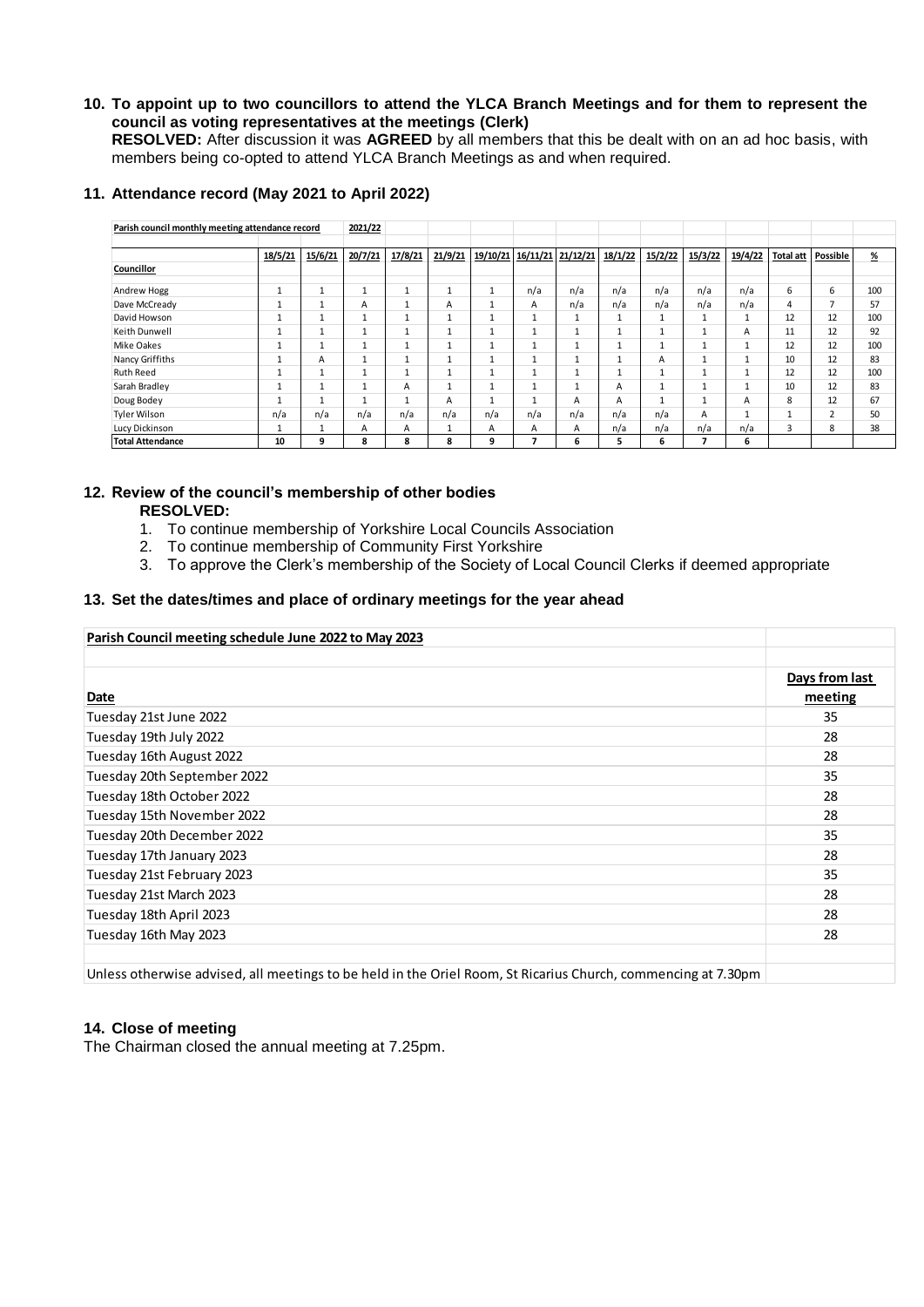**10. To appoint up to two councillors to attend the YLCA Branch Meetings and for them to represent the council as voting representatives at the meetings (Clerk)**

**RESOLVED:** After discussion it was **AGREED** by all members that this be dealt with on an ad hoc basis, with members being co-opted to attend YLCA Branch Meetings as and when required.

**11. Attendance record (May 2021 to April 2022)**

| Parish council monthly meeting attendance record | | | 2021/22 | | | | | | | | | | | | | |
|---|---|---|---|---|---|---|---|---|---|---|---|---|---|---|---|---|
| | 18/5/21 | 15/6/21 | 20/7/21 | 17/8/21 | 21/9/21 | 19/10/21 | 16/11/21 | 21/12/21 | 18/1/22 | 15/2/22 | 15/3/22 | 19/4/22 | Total att | Possible | % |
| Councillor | | | | | | | | | | | | | | | | |
| Andrew Hogg | 1 | 1 | 1 | 1 | 1 | 1 | n/a | n/a | n/a | n/a | n/a | n/a | 6 | 6 | 100 |
| Dave McCready | 1 | 1 | A | 1 | A | 1 | A | n/a | n/a | n/a | n/a | n/a | 4 | 7 | 57 |
| David Howson | 1 | 1 | 1 | 1 | 1 | 1 | 1 | 1 | 1 | 1 | 1 | 1 | 12 | 12 | 100 |
| Keith Dunwell | 1 | 1 | 1 | 1 | 1 | 1 | 1 | 1 | 1 | 1 | 1 | A | 11 | 12 | 92 |
| Mike Oakes | 1 | 1 | 1 | 1 | 1 | 1 | 1 | 1 | 1 | 1 | 1 | 1 | 12 | 12 | 100 |
| Nancy Griffiths | 1 | A | 1 | 1 | 1 | 1 | 1 | 1 | 1 | A | 1 | 1 | 10 | 12 | 83 |
| Ruth Reed | 1 | 1 | 1 | 1 | 1 | 1 | 1 | 1 | 1 | 1 | 1 | 1 | 12 | 12 | 100 |
| Sarah Bradley | 1 | 1 | 1 | A | 1 | 1 | 1 | 1 | A | 1 | 1 | 1 | 10 | 12 | 83 |
| Doug Bodey | 1 | 1 | 1 | 1 | A | 1 | 1 | A | A | 1 | 1 | A | 8 | 12 | 67 |
| Tyler Wilson | n/a | n/a | n/a | n/a | n/a | n/a | n/a | n/a | n/a | n/a | A | 1 | 1 | 2 | 50 |
| Lucy Dickinson | 1 | 1 | A | A | 1 | A | A | A | n/a | n/a | n/a | n/a | 3 | 8 | 38 |
| Total Attendance | 10 | 9 | 8 | 8 | 8 | 9 | 7 | 6 | 5 | 6 | 7 | 6 | | | |

**12. Review of the council's membership of other bodies**

**RESOLVED:**

1. To continue membership of Yorkshire Local Councils Association
2. To continue membership of Community First Yorkshire
3. To approve the Clerk's membership of the Society of Local Council Clerks if deemed appropriate

**13. Set the dates/times and place of ordinary meetings for the year ahead**

| Parish Council meeting schedule June 2022 to May 2023 | |
|---|---|
| Date | Days from last meeting |
| Tuesday 21st June 2022 | 35 |
| Tuesday 19th July 2022 | 28 |
| Tuesday 16th August 2022 | 28 |
| Tuesday 20th September 2022 | 35 |
| Tuesday 18th October 2022 | 28 |
| Tuesday 15th November 2022 | 28 |
| Tuesday 20th December 2022 | 35 |
| Tuesday 17th January 2023 | 28 |
| Tuesday 21st February 2023 | 35 |
| Tuesday 21st March 2023 | 28 |
| Tuesday 18th April 2023 | 28 |
| Tuesday 16th May 2023 | 28 |
| Unless otherwise advised, all meetings to be held in the Oriel Room, St Ricarius Church, commencing at 7.30pm | |

**14. Close of meeting**

The Chairman closed the annual meeting at 7.25pm.